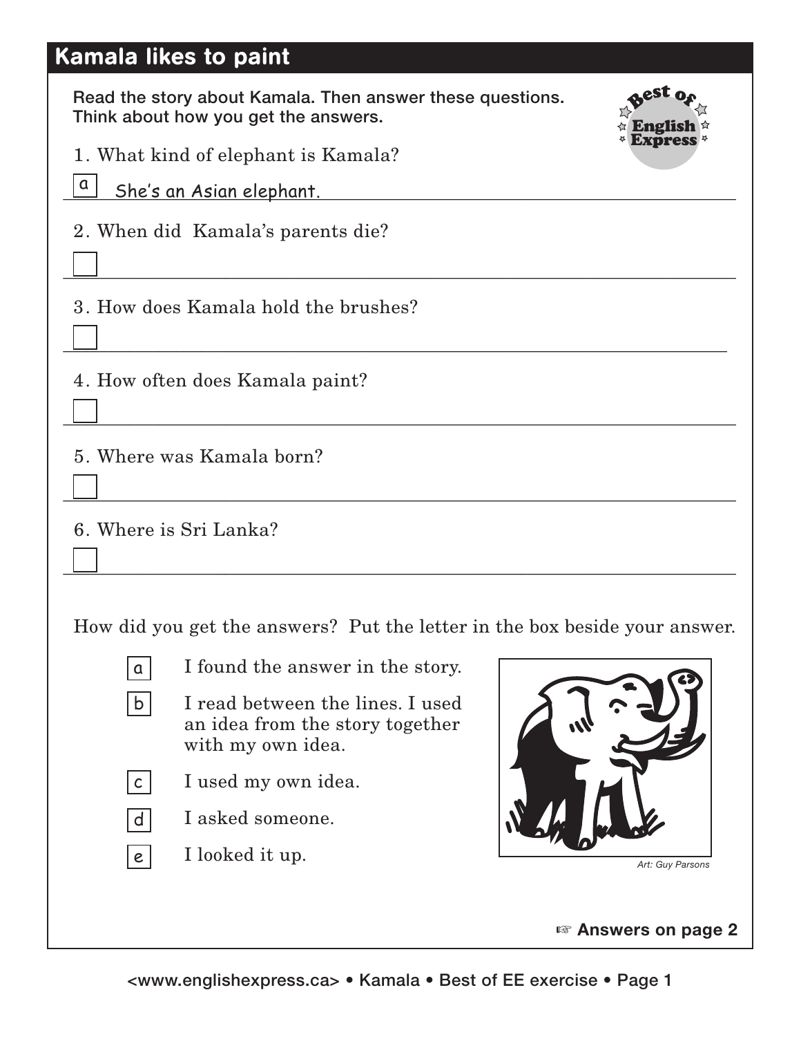# Kamala likes to paint

**Read the story about Kamala. Then answer these questions. Think about how you get the answers.**

Best of English Express

1. What kind of elephant is Kamala?

[a] She's an Asian elephant.

2. When did Kamala's parents die?

[ ]

3. How does Kamala hold the brushes?

[ ]

4. How often does Kamala paint?

[ ]

5. Where was Kamala born?

[ ]

6. Where is Sri Lanka?

[ ]

How did you get the answers? Put the letter in the box beside your answer.

- [a] I found the answer in the story.
- [b] I read between the lines. I used an idea from the story together with my own idea.
- [c] I used my own idea.
- [d] I asked someone.
- [e] I looked it up.

*Art: Guy Parsons*

☞ **Answers on page 2**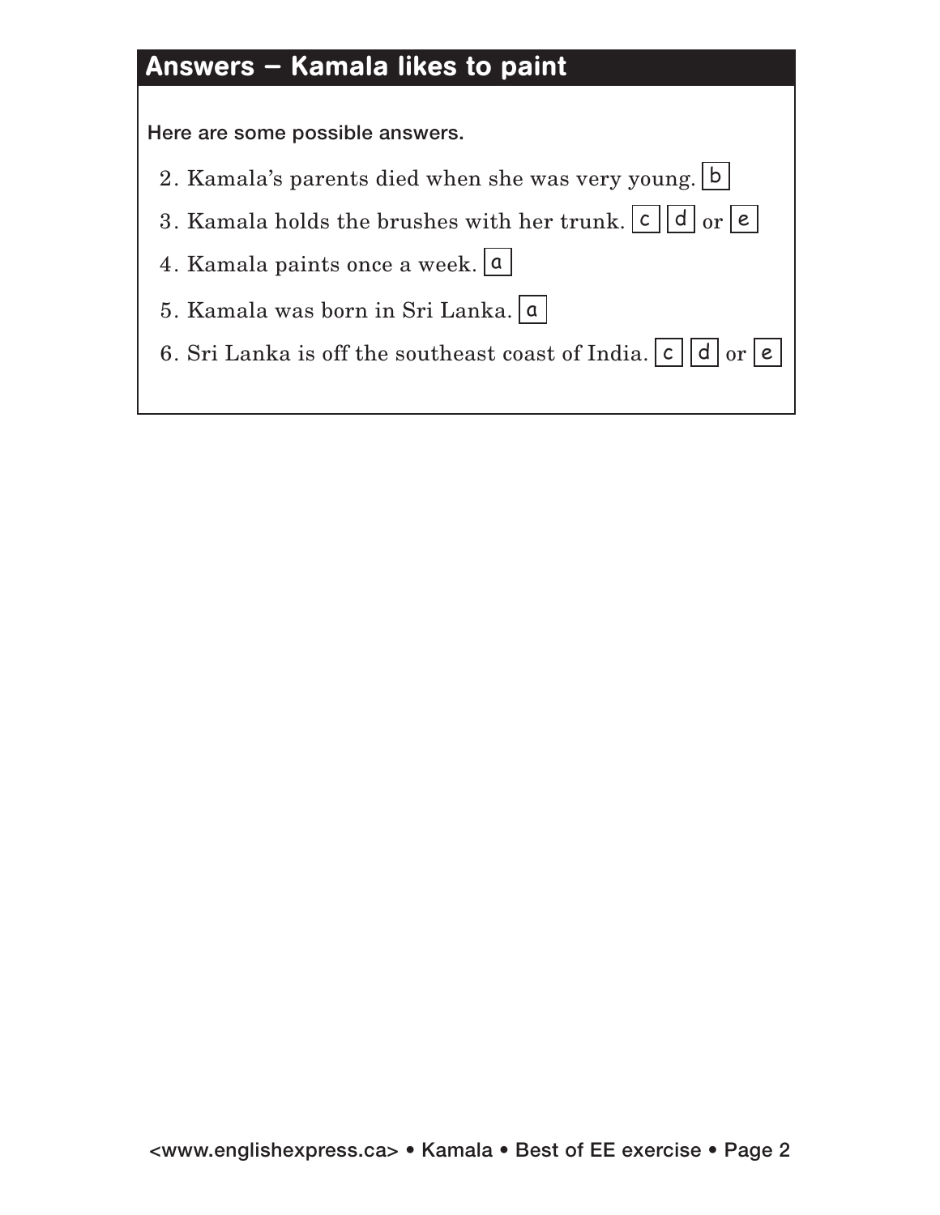## Answers – Kamala likes to paint

Here are some possible answers.

2. Kamala's parents died when she was very young. [b]
3. Kamala holds the brushes with her trunk. [c] [d] or [e]
4. Kamala paints once a week. [a]
5. Kamala was born in Sri Lanka. [a]
6. Sri Lanka is off the southeast coast of India. [c] [d] or [e]